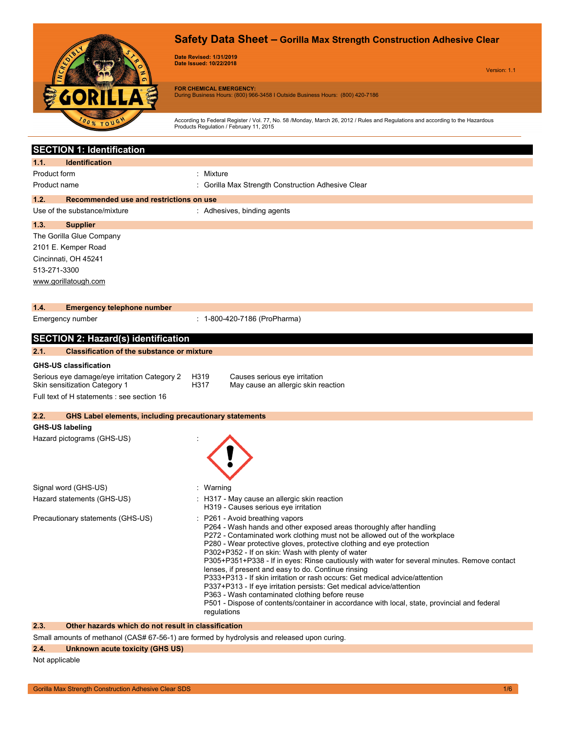# Safety Data Sheet – Gorilla Max Strength Construction Adhesive Clear

**Date Revised: 1/31/2019**
**Date Issued: 10/22/2018**

Version: 1.1

**FOR CHEMICAL EMERGENCY:**
During Business Hours: (800) 966-3458 I Outside Business Hours: (800) 420-7186

According to Federal Register / Vol. 77, No. 58 /Monday, March 26, 2012 / Rules and Regulations and according to the Hazardous Products Regulation / February 11, 2015

## SECTION 1: Identification

### 1.1. Identification

Product form : Mixture

Product name : Gorilla Max Strength Construction Adhesive Clear

### 1.2. Recommended use and restrictions on use

Use of the substance/mixture : Adhesives, binding agents

### 1.3. Supplier

The Gorilla Glue Company
2101 E. Kemper Road
Cincinnati, OH 45241
513-271-3300
www.gorillatough.com

### 1.4. Emergency telephone number

Emergency number : 1-800-420-7186 (ProPharma)

## SECTION 2: Hazard(s) identification

### 2.1. Classification of the substance or mixture

**GHS-US classification**

| | | |
|---|---|---|
| Serious eye damage/eye irritation Category 2 | H319 | Causes serious eye irritation |
| Skin sensitization Category 1 | H317 | May cause an allergic skin reaction |

Full text of H statements : see section 16

### 2.2. GHS Label elements, including precautionary statements

**GHS-US labeling**

Hazard pictograms (GHS-US) :

Signal word (GHS-US) : Warning

Hazard statements (GHS-US) : H317 - May cause an allergic skin reaction
H319 - Causes serious eye irritation

Precautionary statements (GHS-US) : P261 - Avoid breathing vapors
P264 - Wash hands and other exposed areas thoroughly after handling
P272 - Contaminated work clothing must not be allowed out of the workplace
P280 - Wear protective gloves, protective clothing and eye protection
P302+P352 - If on skin: Wash with plenty of water
P305+P351+P338 - If in eyes: Rinse cautiously with water for several minutes. Remove contact lenses, if present and easy to do. Continue rinsing
P333+P313 - If skin irritation or rash occurs: Get medical advice/attention
P337+P313 - If eye irritation persists: Get medical advice/attention
P363 - Wash contaminated clothing before reuse
P501 - Dispose of contents/container in accordance with local, state, provincial and federal regulations

### 2.3. Other hazards which do not result in classification

Small amounts of methanol (CAS# 67-56-1) are formed by hydrolysis and released upon curing.

### 2.4. Unknown acute toxicity (GHS US)

Not applicable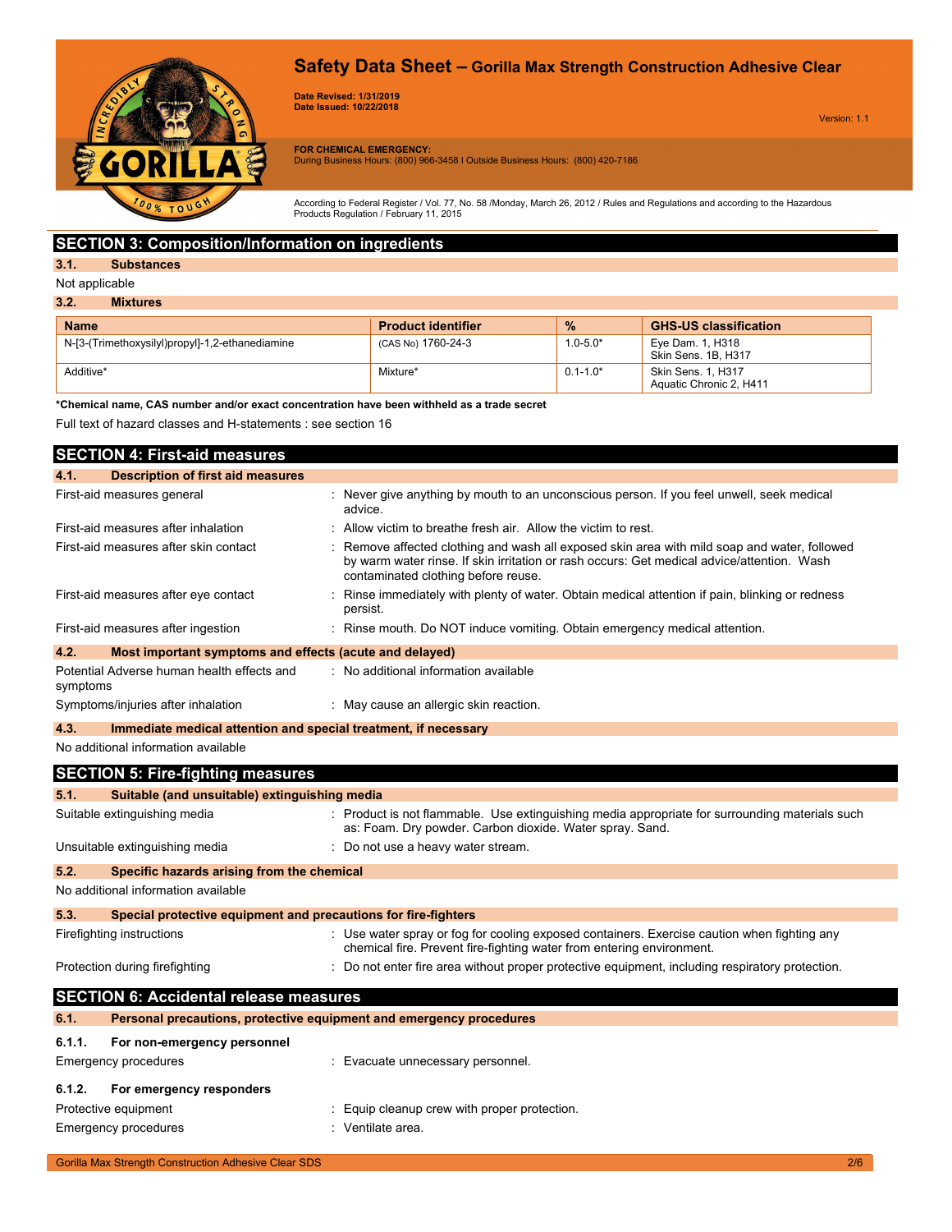# Safety Data Sheet – Gorilla Max Strength Construction Adhesive Clear

**Date Revised: 1/31/2019**
**Date Issued: 10/22/2018**

Version: 1.1

**FOR CHEMICAL EMERGENCY:**
During Business Hours: (800) 966-3458 I Outside Business Hours: (800) 420-7186

According to Federal Register / Vol. 77, No. 58 /Monday, March 26, 2012 / Rules and Regulations and according to the Hazardous Products Regulation / February 11, 2015

## SECTION 3: Composition/Information on ingredients

### 3.1. Substances

Not applicable

### 3.2. Mixtures

| Name | Product identifier | % | GHS-US classification |
|---|---|---|---|
| N-[3-(Trimethoxysilyl)propyl]-1,2-ethanediamine | (CAS No) 1760-24-3 | 1.0-5.0* | Eye Dam. 1, H318<br>Skin Sens. 1B, H317 |
| Additive* | Mixture* | 0.1-1.0* | Skin Sens. 1, H317<br>Aquatic Chronic 2, H411 |

***Chemical name, CAS number and/or exact concentration have been withheld as a trade secret**

Full text of hazard classes and H-statements : see section 16

## SECTION 4: First-aid measures

### 4.1. Description of first aid measures

First-aid measures general : Never give anything by mouth to an unconscious person. If you feel unwell, seek medical advice.

First-aid measures after inhalation : Allow victim to breathe fresh air. Allow the victim to rest.

First-aid measures after skin contact : Remove affected clothing and wash all exposed skin area with mild soap and water, followed by warm water rinse. If skin irritation or rash occurs: Get medical advice/attention. Wash contaminated clothing before reuse.

First-aid measures after eye contact : Rinse immediately with plenty of water. Obtain medical attention if pain, blinking or redness persist.

First-aid measures after ingestion : Rinse mouth. Do NOT induce vomiting. Obtain emergency medical attention.

### 4.2. Most important symptoms and effects (acute and delayed)

Potential Adverse human health effects and symptoms : No additional information available

Symptoms/injuries after inhalation : May cause an allergic skin reaction.

### 4.3. Immediate medical attention and special treatment, if necessary

No additional information available

## SECTION 5: Fire-fighting measures

### 5.1. Suitable (and unsuitable) extinguishing media

Suitable extinguishing media : Product is not flammable. Use extinguishing media appropriate for surrounding materials such as: Foam. Dry powder. Carbon dioxide. Water spray. Sand.

Unsuitable extinguishing media : Do not use a heavy water stream.

### 5.2. Specific hazards arising from the chemical

No additional information available

### 5.3. Special protective equipment and precautions for fire-fighters

Firefighting instructions : Use water spray or fog for cooling exposed containers. Exercise caution when fighting any chemical fire. Prevent fire-fighting water from entering environment.

Protection during firefighting : Do not enter fire area without proper protective equipment, including respiratory protection.

## SECTION 6: Accidental release measures

### 6.1. Personal precautions, protective equipment and emergency procedures

#### 6.1.1. For non-emergency personnel

Emergency procedures : Evacuate unnecessary personnel.

#### 6.1.2. For emergency responders

Protective equipment : Equip cleanup crew with proper protection.

Emergency procedures : Ventilate area.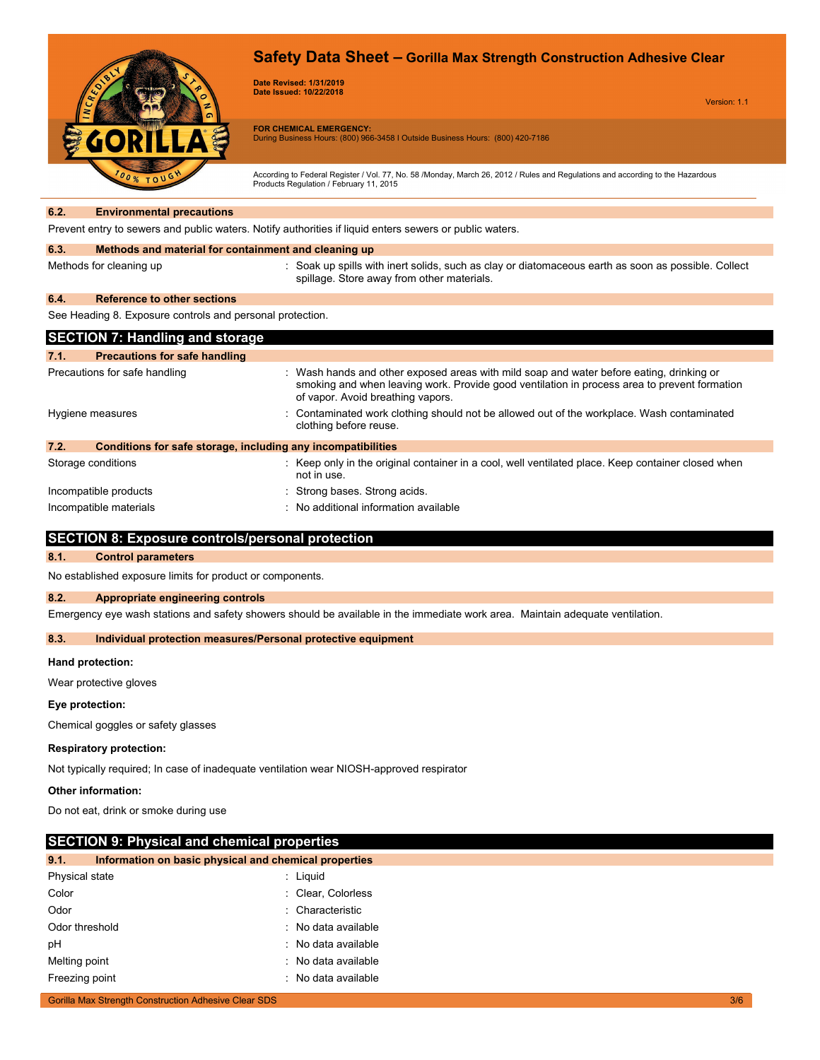#### 6.2. Environmental precautions

Prevent entry to sewers and public waters. Notify authorities if liquid enters sewers or public waters.

#### 6.3. Methods and material for containment and cleaning up

| | |
|---|---|
| Methods for cleaning up | : Soak up spills with inert solids, such as clay or diatomaceous earth as soon as possible. Collect spillage. Store away from other materials. |

#### 6.4. Reference to other sections

See Heading 8. Exposure controls and personal protection.

## SECTION 7: Handling and storage

#### 7.1. Precautions for safe handling

| | |
|---|---|
| Precautions for safe handling | : Wash hands and other exposed areas with mild soap and water before eating, drinking or smoking and when leaving work. Provide good ventilation in process area to prevent formation of vapor. Avoid breathing vapors. |
| Hygiene measures | : Contaminated work clothing should not be allowed out of the workplace. Wash contaminated clothing before reuse. |

#### 7.2. Conditions for safe storage, including any incompatibilities

| | |
|---|---|
| Storage conditions | : Keep only in the original container in a cool, well ventilated place. Keep container closed when not in use. |
| Incompatible products | : Strong bases. Strong acids. |
| Incompatible materials | : No additional information available |

## SECTION 8: Exposure controls/personal protection

#### 8.1. Control parameters

No established exposure limits for product or components.

#### 8.2. Appropriate engineering controls

Emergency eye wash stations and safety showers should be available in the immediate work area. Maintain adequate ventilation.

#### 8.3. Individual protection measures/Personal protective equipment

**Hand protection:**

Wear protective gloves

**Eye protection:**

Chemical goggles or safety glasses

**Respiratory protection:**

Not typically required; In case of inadequate ventilation wear NIOSH-approved respirator

**Other information:**

Do not eat, drink or smoke during use

## SECTION 9: Physical and chemical properties

#### 9.1. Information on basic physical and chemical properties

| | |
|---|---|
| Physical state | : Liquid |
| Color | : Clear, Colorless |
| Odor | : Characteristic |
| Odor threshold | : No data available |
| pH | : No data available |
| Melting point | : No data available |
| Freezing point | : No data available |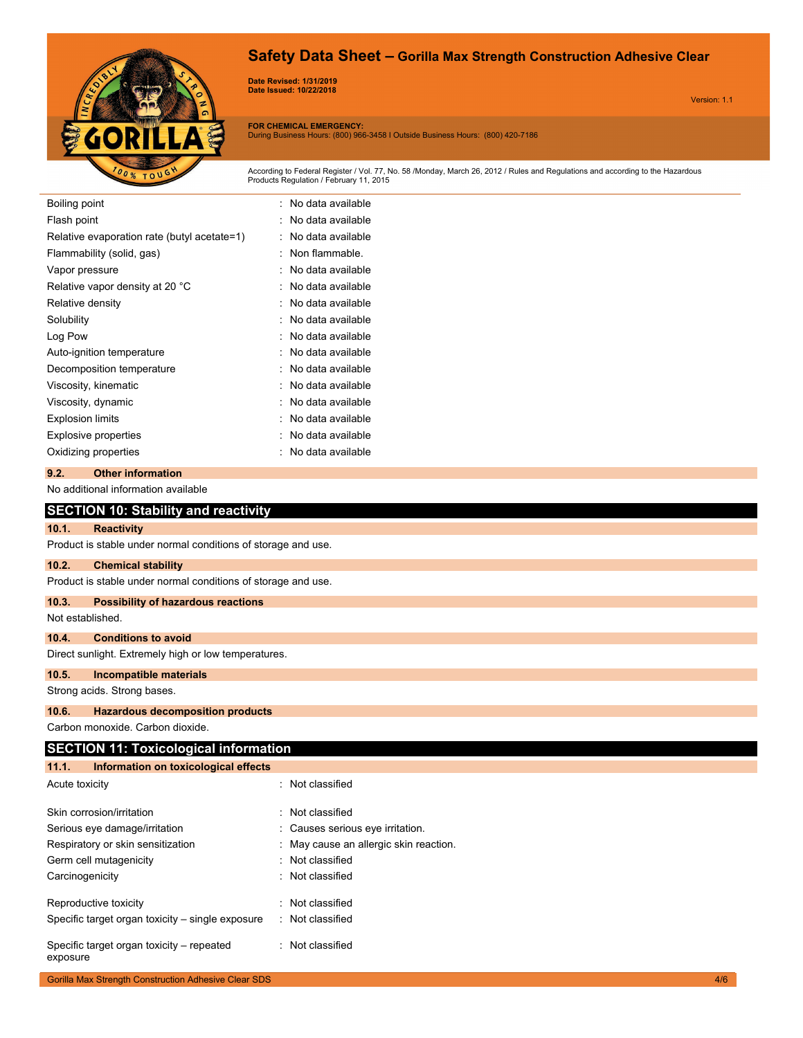| | |
|---|---|
| Boiling point | : No data available |
| Flash point | : No data available |
| Relative evaporation rate (butyl acetate=1) | : No data available |
| Flammability (solid, gas) | : Non flammable. |
| Vapor pressure | : No data available |
| Relative vapor density at 20 °C | : No data available |
| Relative density | : No data available |
| Solubility | : No data available |
| Log Pow | : No data available |
| Auto-ignition temperature | : No data available |
| Decomposition temperature | : No data available |
| Viscosity, kinematic | : No data available |
| Viscosity, dynamic | : No data available |
| Explosion limits | : No data available |
| Explosive properties | : No data available |
| Oxidizing properties | : No data available |

### 9.2. Other information

No additional information available

## SECTION 10: Stability and reactivity

### 10.1. Reactivity

Product is stable under normal conditions of storage and use.

### 10.2. Chemical stability

Product is stable under normal conditions of storage and use.

### 10.3. Possibility of hazardous reactions

Not established.

### 10.4. Conditions to avoid

Direct sunlight. Extremely high or low temperatures.

### 10.5. Incompatible materials

Strong acids. Strong bases.

### 10.6. Hazardous decomposition products

Carbon monoxide. Carbon dioxide.

## SECTION 11: Toxicological information

### 11.1. Information on toxicological effects

| | |
|---|---|
| Acute toxicity | : Not classified |
| Skin corrosion/irritation | : Not classified |
| Serious eye damage/irritation | : Causes serious eye irritation. |
| Respiratory or skin sensitization | : May cause an allergic skin reaction. |
| Germ cell mutagenicity | : Not classified |
| Carcinogenicity | : Not classified |
| Reproductive toxicity | : Not classified |
| Specific target organ toxicity – single exposure | : Not classified |
| Specific target organ toxicity – repeated exposure | : Not classified |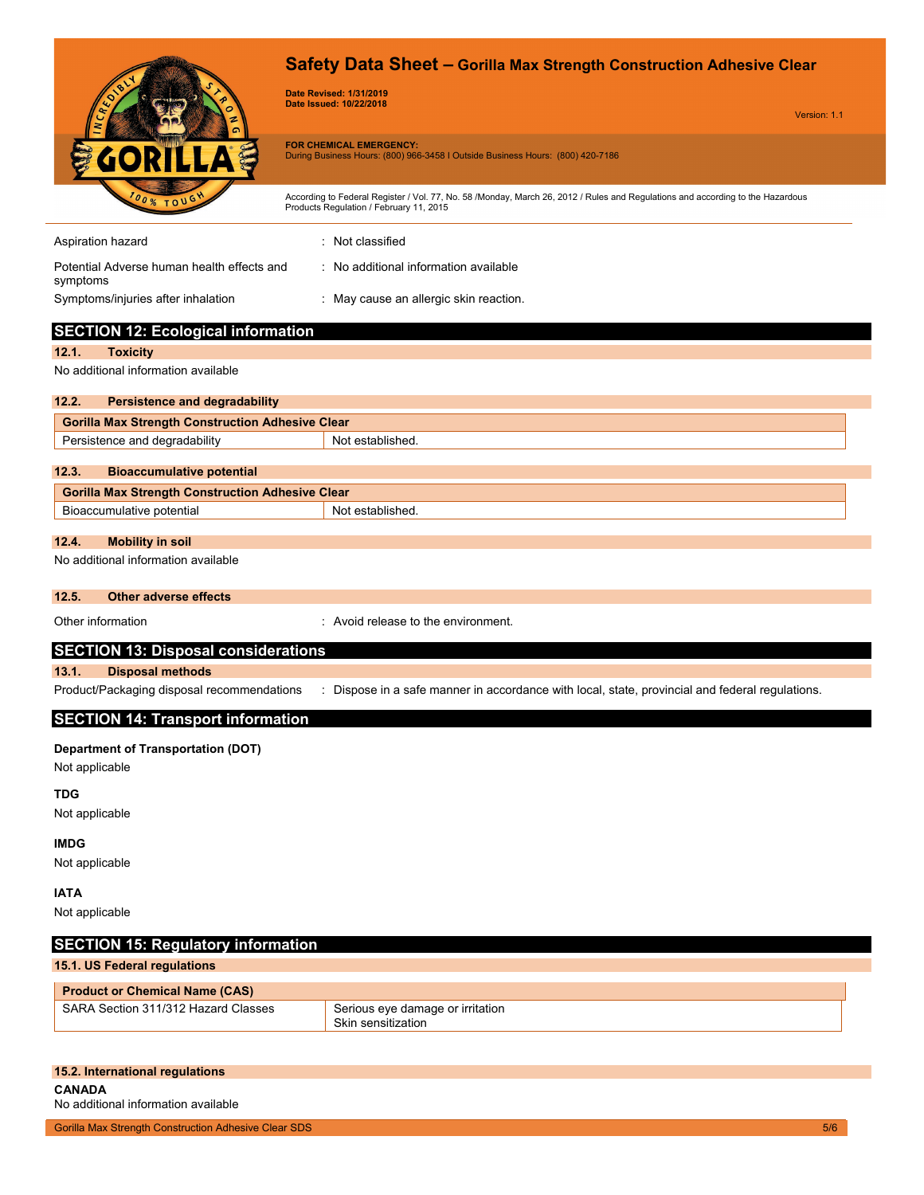| | |
|---|---|
| Aspiration hazard | : Not classified |
| Potential Adverse human health effects and symptoms | : No additional information available |
| Symptoms/injuries after inhalation | : May cause an allergic skin reaction. |

## SECTION 12: Ecological information

### 12.1. Toxicity

No additional information available

### 12.2. Persistence and degradability

| Gorilla Max Strength Construction Adhesive Clear | |
|---|---|
| Persistence and degradability | Not established. |

### 12.3. Bioaccumulative potential

| Gorilla Max Strength Construction Adhesive Clear | |
|---|---|
| Bioaccumulative potential | Not established. |

### 12.4. Mobility in soil

No additional information available

### 12.5. Other adverse effects

Other information : Avoid release to the environment.

## SECTION 13: Disposal considerations

### 13.1. Disposal methods

Product/Packaging disposal recommendations : Dispose in a safe manner in accordance with local, state, provincial and federal regulations.

## SECTION 14: Transport information

**Department of Transportation (DOT)**

Not applicable

**TDG**

Not applicable

**IMDG**

Not applicable

**IATA**

Not applicable

## SECTION 15: Regulatory information

### 15.1. US Federal regulations

| Product or Chemical Name (CAS) | |
|---|---|
| SARA Section 311/312 Hazard Classes | Serious eye damage or irritation<br>Skin sensitization |

### 15.2. International regulations

**CANADA**

No additional information available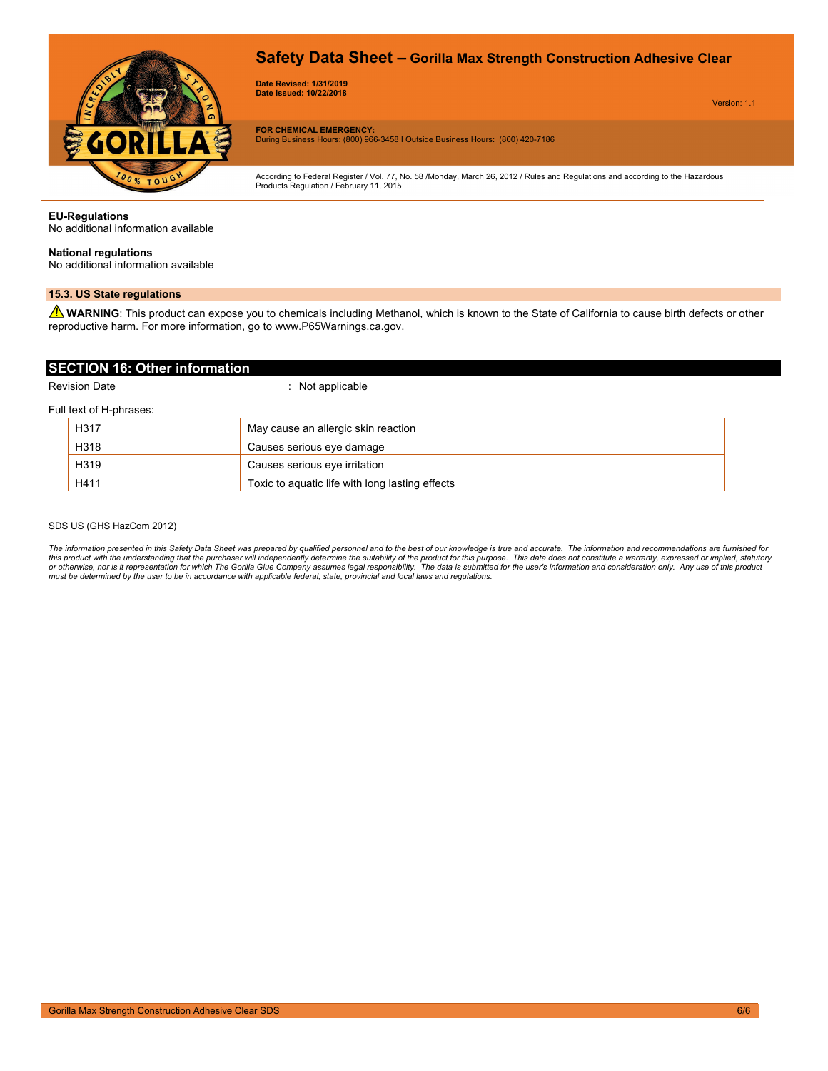**EU-Regulations**
No additional information available

**National regulations**
No additional information available

### 15.3. US State regulations

⚠ **WARNING**: This product can expose you to chemicals including Methanol, which is known to the State of California to cause birth defects or other reproductive harm. For more information, go to www.P65Warnings.ca.gov.

## SECTION 16: Other information

Revision Date : Not applicable

Full text of H-phrases:

| | |
|---|---|
| H317 | May cause an allergic skin reaction |
| H318 | Causes serious eye damage |
| H319 | Causes serious eye irritation |
| H411 | Toxic to aquatic life with long lasting effects |

SDS US (GHS HazCom 2012)

*The information presented in this Safety Data Sheet was prepared by qualified personnel and to the best of our knowledge is true and accurate. The information and recommendations are furnished for this product with the understanding that the purchaser will independently determine the suitability of the product for this purpose. This data does not constitute a warranty, expressed or implied, statutory or otherwise, nor is it representation for which The Gorilla Glue Company assumes legal responsibility. The data is submitted for the user's information and consideration only. Any use of this product must be determined by the user to be in accordance with applicable federal, state, provincial and local laws and regulations.*